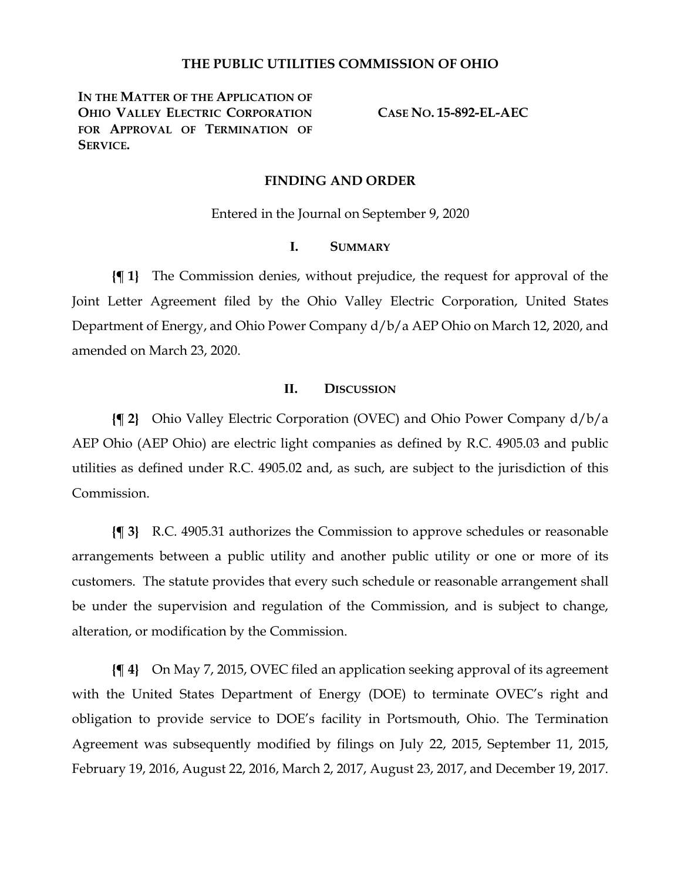# THE PUBLIC UTILITIES COMMISSION OF OHIO

**IN THE MATTER OF THE APPLICATION OF OHIO VALLEY ELECTRIC CORPORATION FOR APPROVAL OF TERMINATION OF SERVICE.**

**CASE NO. 15-892-EL-AEC**

## FINDING AND ORDER

Entered in the Journal on September 9, 2020

### I. SUMMARY

**{¶ 1}** The Commission denies, without prejudice, the request for approval of the Joint Letter Agreement filed by the Ohio Valley Electric Corporation, United States Department of Energy, and Ohio Power Company d/b/a AEP Ohio on March 12, 2020, and amended on March 23, 2020.

### II. DISCUSSION

**{¶ 2}** Ohio Valley Electric Corporation (OVEC) and Ohio Power Company d/b/a AEP Ohio (AEP Ohio) are electric light companies as defined by R.C. 4905.03 and public utilities as defined under R.C. 4905.02 and, as such, are subject to the jurisdiction of this Commission.

**{¶ 3}** R.C. 4905.31 authorizes the Commission to approve schedules or reasonable arrangements between a public utility and another public utility or one or more of its customers. The statute provides that every such schedule or reasonable arrangement shall be under the supervision and regulation of the Commission, and is subject to change, alteration, or modification by the Commission.

**{¶ 4}** On May 7, 2015, OVEC filed an application seeking approval of its agreement with the United States Department of Energy (DOE) to terminate OVEC's right and obligation to provide service to DOE's facility in Portsmouth, Ohio. The Termination Agreement was subsequently modified by filings on July 22, 2015, September 11, 2015, February 19, 2016, August 22, 2016, March 2, 2017, August 23, 2017, and December 19, 2017.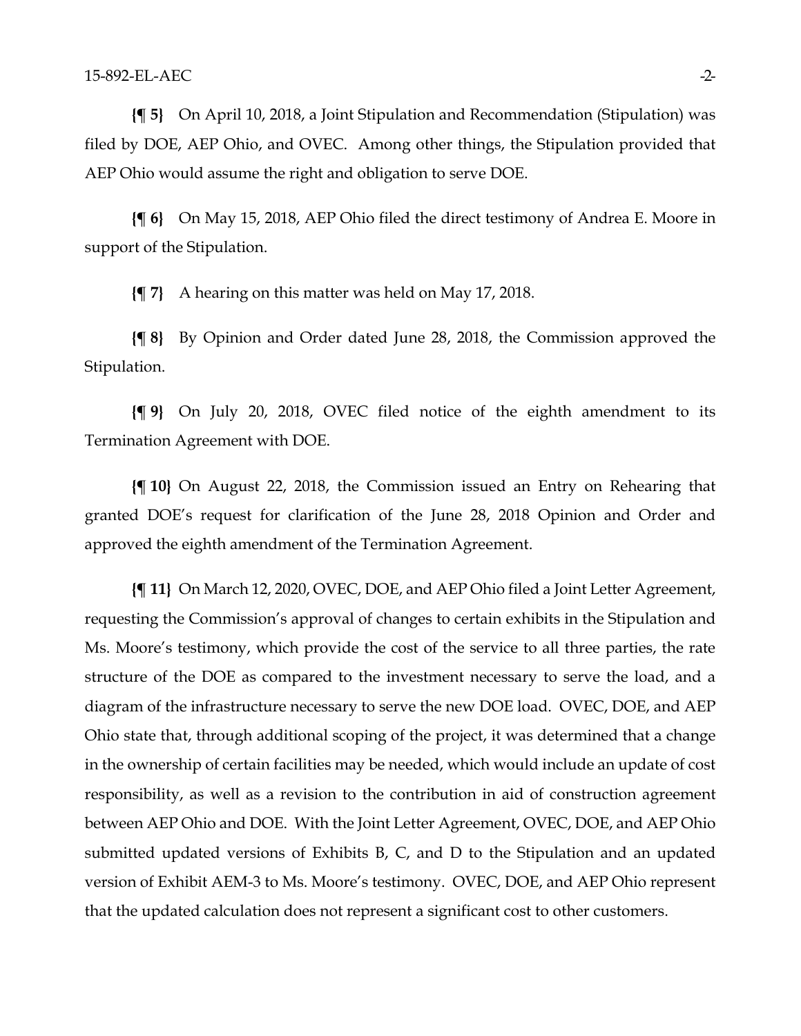**{¶ 5}** On April 10, 2018, a Joint Stipulation and Recommendation (Stipulation) was filed by DOE, AEP Ohio, and OVEC. Among other things, the Stipulation provided that AEP Ohio would assume the right and obligation to serve DOE.

**{¶ 6}** On May 15, 2018, AEP Ohio filed the direct testimony of Andrea E. Moore in support of the Stipulation.

**{¶ 7}** A hearing on this matter was held on May 17, 2018.

**{¶ 8}** By Opinion and Order dated June 28, 2018, the Commission approved the Stipulation.

**{¶ 9}** On July 20, 2018, OVEC filed notice of the eighth amendment to its Termination Agreement with DOE.

**{¶ 10}** On August 22, 2018, the Commission issued an Entry on Rehearing that granted DOE's request for clarification of the June 28, 2018 Opinion and Order and approved the eighth amendment of the Termination Agreement.

**{¶ 11}** On March 12, 2020, OVEC, DOE, and AEP Ohio filed a Joint Letter Agreement, requesting the Commission's approval of changes to certain exhibits in the Stipulation and Ms. Moore's testimony, which provide the cost of the service to all three parties, the rate structure of the DOE as compared to the investment necessary to serve the load, and a diagram of the infrastructure necessary to serve the new DOE load. OVEC, DOE, and AEP Ohio state that, through additional scoping of the project, it was determined that a change in the ownership of certain facilities may be needed, which would include an update of cost responsibility, as well as a revision to the contribution in aid of construction agreement between AEP Ohio and DOE. With the Joint Letter Agreement, OVEC, DOE, and AEP Ohio submitted updated versions of Exhibits B, C, and D to the Stipulation and an updated version of Exhibit AEM-3 to Ms. Moore's testimony. OVEC, DOE, and AEP Ohio represent that the updated calculation does not represent a significant cost to other customers.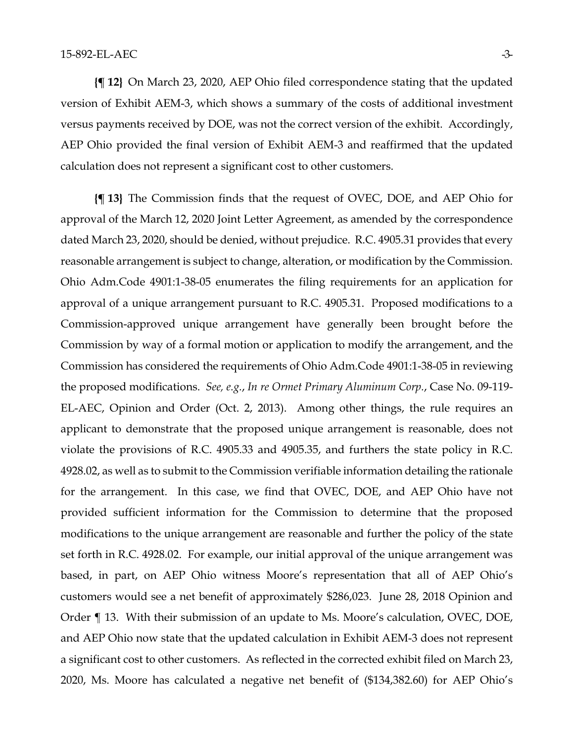**{¶ 12}** On March 23, 2020, AEP Ohio filed correspondence stating that the updated version of Exhibit AEM-3, which shows a summary of the costs of additional investment versus payments received by DOE, was not the correct version of the exhibit. Accordingly, AEP Ohio provided the final version of Exhibit AEM-3 and reaffirmed that the updated calculation does not represent a significant cost to other customers.

**{¶ 13}** The Commission finds that the request of OVEC, DOE, and AEP Ohio for approval of the March 12, 2020 Joint Letter Agreement, as amended by the correspondence dated March 23, 2020, should be denied, without prejudice. R.C. 4905.31 provides that every reasonable arrangement is subject to change, alteration, or modification by the Commission. Ohio Adm.Code 4901:1-38-05 enumerates the filing requirements for an application for approval of a unique arrangement pursuant to R.C. 4905.31. Proposed modifications to a Commission-approved unique arrangement have generally been brought before the Commission by way of a formal motion or application to modify the arrangement, and the Commission has considered the requirements of Ohio Adm.Code 4901:1-38-05 in reviewing the proposed modifications. *See, e.g.*, *In re Ormet Primary Aluminum Corp.*, Case No. 09-119-EL-AEC, Opinion and Order (Oct. 2, 2013). Among other things, the rule requires an applicant to demonstrate that the proposed unique arrangement is reasonable, does not violate the provisions of R.C. 4905.33 and 4905.35, and furthers the state policy in R.C. 4928.02, as well as to submit to the Commission verifiable information detailing the rationale for the arrangement. In this case, we find that OVEC, DOE, and AEP Ohio have not provided sufficient information for the Commission to determine that the proposed modifications to the unique arrangement are reasonable and further the policy of the state set forth in R.C. 4928.02. For example, our initial approval of the unique arrangement was based, in part, on AEP Ohio witness Moore's representation that all of AEP Ohio's customers would see a net benefit of approximately $286,023. June 28, 2018 Opinion and Order ¶ 13. With their submission of an update to Ms. Moore's calculation, OVEC, DOE, and AEP Ohio now state that the updated calculation in Exhibit AEM-3 does not represent a significant cost to other customers. As reflected in the corrected exhibit filed on March 23, 2020, Ms. Moore has calculated a negative net benefit of ($134,382.60) for AEP Ohio's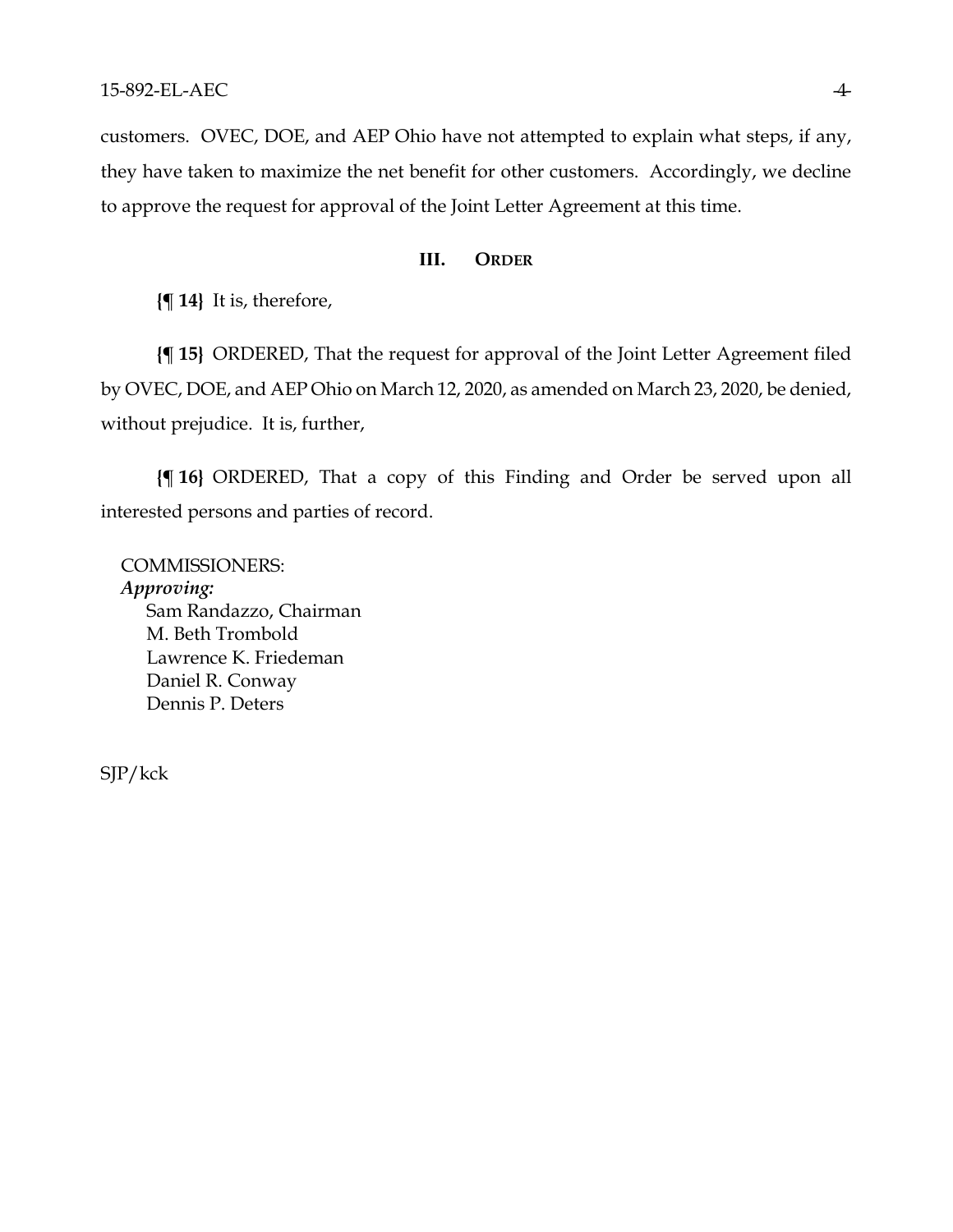customers. OVEC, DOE, and AEP Ohio have not attempted to explain what steps, if any, they have taken to maximize the net benefit for other customers. Accordingly, we decline to approve the request for approval of the Joint Letter Agreement at this time.

## III. ORDER

**{¶ 14}** It is, therefore,

**{¶ 15}** ORDERED, That the request for approval of the Joint Letter Agreement filed by OVEC, DOE, and AEP Ohio on March 12, 2020, as amended on March 23, 2020, be denied, without prejudice. It is, further,

**{¶ 16}** ORDERED, That a copy of this Finding and Order be served upon all interested persons and parties of record.

COMMISSIONERS:
*Approving:*
Sam Randazzo, Chairman
M. Beth Trombold
Lawrence K. Friedeman
Daniel R. Conway
Dennis P. Deters

SJP/kck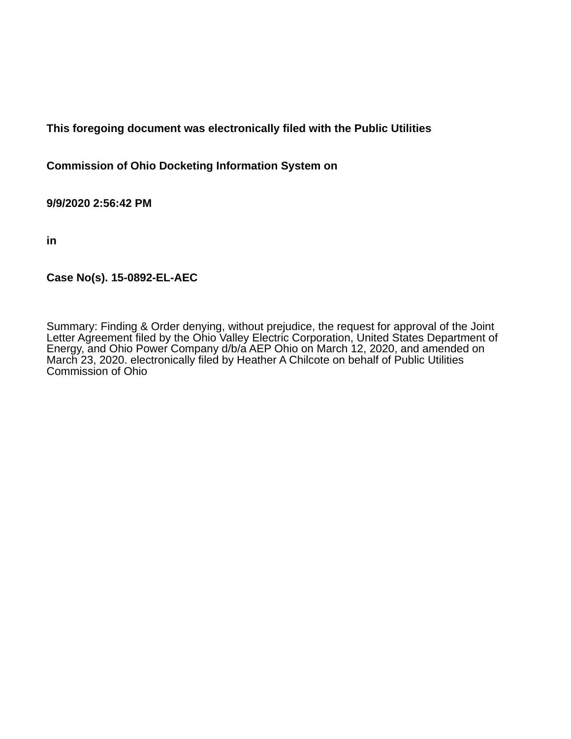**This foregoing document was electronically filed with the Public Utilities**

**Commission of Ohio Docketing Information System on**

**9/9/2020 2:56:42 PM**

**in**

**Case No(s). 15-0892-EL-AEC**

Summary: Finding & Order denying, without prejudice, the request for approval of the Joint Letter Agreement filed by the Ohio Valley Electric Corporation, United States Department of Energy, and Ohio Power Company d/b/a AEP Ohio on March 12, 2020, and amended on March 23, 2020. electronically filed by Heather A Chilcote on behalf of Public Utilities Commission of Ohio